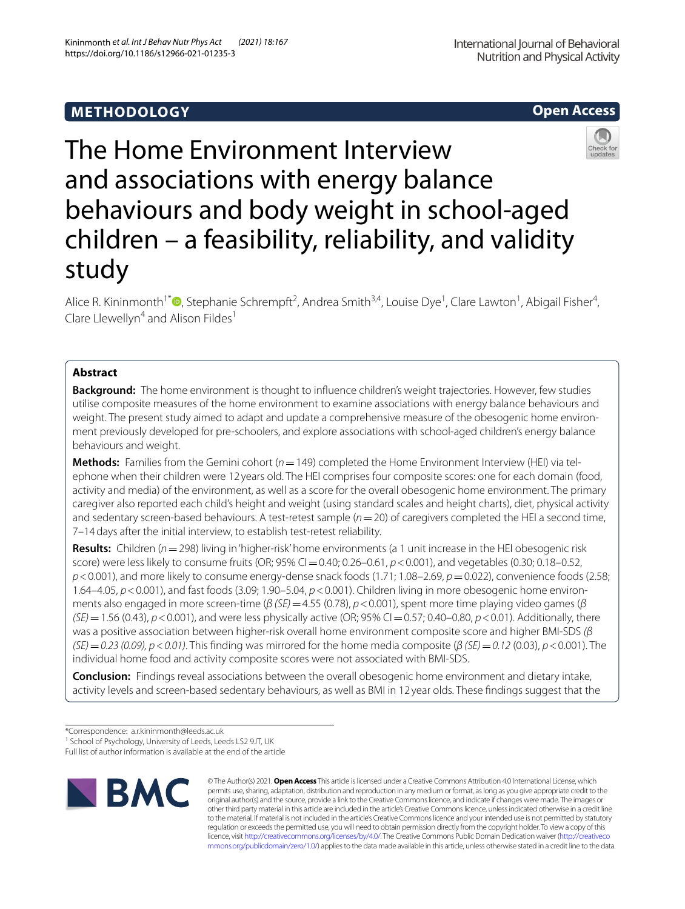METHODOLOGY

Open Access

# The Home Environment Interview and associations with energy balance behaviours and body weight in school-aged children – a feasibility, reliability, and validity study

Alice R. Kininmonth[1*], Stephanie Schrempft[2], Andrea Smith[3,4], Louise Dye[1], Clare Lawton[1], Abigail Fisher[4], Clare Llewellyn[4] and Alison Fildes[1]

## Abstract

**Background:** The home environment is thought to influence children's weight trajectories. However, few studies utilise composite measures of the home environment to examine associations with energy balance behaviours and weight. The present study aimed to adapt and update a comprehensive measure of the obesogenic home environment previously developed for pre-schoolers, and explore associations with school-aged children's energy balance behaviours and weight.

**Methods:** Families from the Gemini cohort ($n = 149$) completed the Home Environment Interview (HEI) via telephone when their children were 12 years old. The HEI comprises four composite scores: one for each domain (food, activity and media) of the environment, as well as a score for the overall obesogenic home environment. The primary caregiver also reported each child's height and weight (using standard scales and height charts), diet, physical activity and sedentary screen-based behaviours. A test-retest sample ($n = 20$) of caregivers completed the HEI a second time, 7–14 days after the initial interview, to establish test-retest reliability.

**Results:** Children ($n = 298$) living in 'higher-risk' home environments (a 1 unit increase in the HEI obesogenic risk score) were less likely to consume fruits (OR; 95% CI = 0.40; 0.26–0.61, $p < 0.001$), and vegetables (0.30; 0.18–0.52, $p < 0.001$), and more likely to consume energy-dense snack foods (1.71; 1.08–2.69, $p = 0.022$), convenience foods (2.58; 1.64–4.05, $p < 0.001$), and fast foods (3.09; 1.90–5.04, $p < 0.001$). Children living in more obesogenic home environments also engaged in more screen-time ($\beta$ *(SE)* = 4.55 (0.78), $p < 0.001$), spent more time playing video games ($\beta$ *(SE)* = 1.56 (0.43), $p < 0.001$), and were less physically active (OR; 95% CI = 0.57; 0.40–0.80, $p < 0.01$). Additionally, there was a positive association between higher-risk overall home environment composite score and higher BMI-SDS *($\beta$ (SE) = 0.23 (0.09), $p < 0.01$)*. This finding was mirrored for the home media composite ($\beta$ *(SE)* = *0.12* (0.03), $p < 0.001$). The individual home food and activity composite scores were not associated with BMI-SDS.

**Conclusion:** Findings reveal associations between the overall obesogenic home environment and dietary intake, activity levels and screen-based sedentary behaviours, as well as BMI in 12 year olds. These findings suggest that the

*Correspondence: a.r.kininmonth@leeds.ac.uk

[1] School of Psychology, University of Leeds, Leeds LS2 9JT, UK

Full list of author information is available at the end of the article

© The Author(s) 2021. **Open Access** This article is licensed under a Creative Commons Attribution 4.0 International License, which permits use, sharing, adaptation, distribution and reproduction in any medium or format, as long as you give appropriate credit to the original author(s) and the source, provide a link to the Creative Commons licence, and indicate if changes were made. The images or other third party material in this article are included in the article's Creative Commons licence, unless indicated otherwise in a credit line to the material. If material is not included in the article's Creative Commons licence and your intended use is not permitted by statutory regulation or exceeds the permitted use, you will need to obtain permission directly from the copyright holder. To view a copy of this licence, visit http://creativecommons.org/licenses/by/4.0/. The Creative Commons Public Domain Dedication waiver (http://creativecommons.org/publicdomain/zero/1.0/) applies to the data made available in this article, unless otherwise stated in a credit line to the data.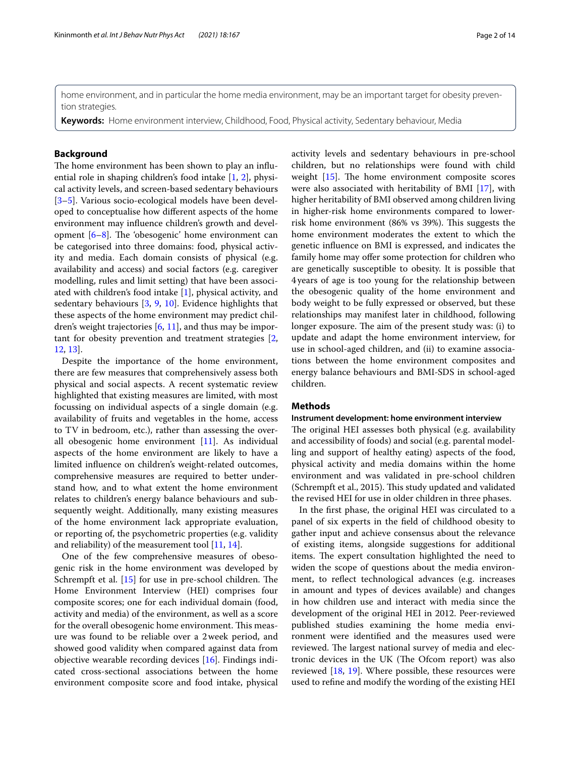home environment, and in particular the home media environment, may be an important target for obesity prevention strategies.

**Keywords:** Home environment interview, Childhood, Food, Physical activity, Sedentary behaviour, Media

## Background

The home environment has been shown to play an influential role in shaping children's food intake [1, 2], physical activity levels, and screen-based sedentary behaviours [3–5]. Various socio-ecological models have been developed to conceptualise how different aspects of the home environment may influence children's growth and development [6–8]. The 'obesogenic' home environment can be categorised into three domains: food, physical activity and media. Each domain consists of physical (e.g. availability and access) and social factors (e.g. caregiver modelling, rules and limit setting) that have been associated with children's food intake [1], physical activity, and sedentary behaviours [3, 9, 10]. Evidence highlights that these aspects of the home environment may predict children's weight trajectories [6, 11], and thus may be important for obesity prevention and treatment strategies [2, 12, 13].

Despite the importance of the home environment, there are few measures that comprehensively assess both physical and social aspects. A recent systematic review highlighted that existing measures are limited, with most focussing on individual aspects of a single domain (e.g. availability of fruits and vegetables in the home, access to TV in bedroom, etc.), rather than assessing the overall obesogenic home environment [11]. As individual aspects of the home environment are likely to have a limited influence on children's weight-related outcomes, comprehensive measures are required to better understand how, and to what extent the home environment relates to children's energy balance behaviours and subsequently weight. Additionally, many existing measures of the home environment lack appropriate evaluation, or reporting of, the psychometric properties (e.g. validity and reliability) of the measurement tool [11, 14].

One of the few comprehensive measures of obesogenic risk in the home environment was developed by Schrempft et al. [15] for use in pre-school children. The Home Environment Interview (HEI) comprises four composite scores; one for each individual domain (food, activity and media) of the environment, as well as a score for the overall obesogenic home environment. This measure was found to be reliable over a 2 week period, and showed good validity when compared against data from objective wearable recording devices [16]. Findings indicated cross-sectional associations between the home environment composite score and food intake, physical activity levels and sedentary behaviours in pre-school children, but no relationships were found with child weight [15]. The home environment composite scores were also associated with heritability of BMI [17], with higher heritability of BMI observed among children living in higher-risk home environments compared to lower-risk home environment (86% vs 39%). This suggests the home environment moderates the extent to which the genetic influence on BMI is expressed, and indicates the family home may offer some protection for children who are genetically susceptible to obesity. It is possible that 4 years of age is too young for the relationship between the obesogenic quality of the home environment and body weight to be fully expressed or observed, but these relationships may manifest later in childhood, following longer exposure. The aim of the present study was: (i) to update and adapt the home environment interview, for use in school-aged children, and (ii) to examine associations between the home environment composites and energy balance behaviours and BMI-SDS in school-aged children.

## Methods

### Instrument development: home environment interview

The original HEI assesses both physical (e.g. availability and accessibility of foods) and social (e.g. parental modelling and support of healthy eating) aspects of the food, physical activity and media domains within the home environment and was validated in pre-school children (Schrempft et al., 2015). This study updated and validated the revised HEI for use in older children in three phases.

In the first phase, the original HEI was circulated to a panel of six experts in the field of childhood obesity to gather input and achieve consensus about the relevance of existing items, alongside suggestions for additional items. The expert consultation highlighted the need to widen the scope of questions about the media environment, to reflect technological advances (e.g. increases in amount and types of devices available) and changes in how children use and interact with media since the development of the original HEI in 2012. Peer-reviewed published studies examining the home media environment were identified and the measures used were reviewed. The largest national survey of media and electronic devices in the UK (The Ofcom report) was also reviewed [18, 19]. Where possible, these resources were used to refine and modify the wording of the existing HEI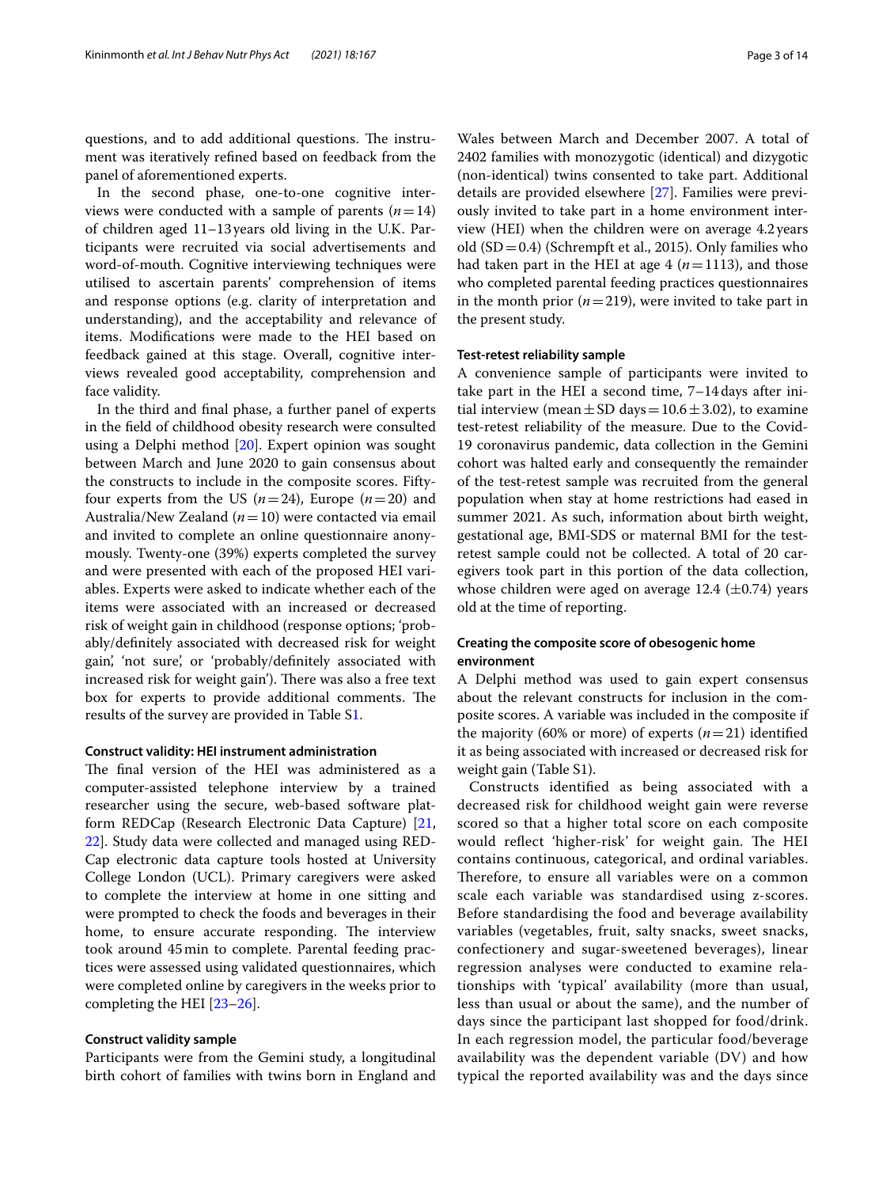questions, and to add additional questions. The instrument was iteratively refined based on feedback from the panel of aforementioned experts.

In the second phase, one-to-one cognitive interviews were conducted with a sample of parents ($n = 14$) of children aged 11–13 years old living in the U.K. Participants were recruited via social advertisements and word-of-mouth. Cognitive interviewing techniques were utilised to ascertain parents' comprehension of items and response options (e.g. clarity of interpretation and understanding), and the acceptability and relevance of items. Modifications were made to the HEI based on feedback gained at this stage. Overall, cognitive interviews revealed good acceptability, comprehension and face validity.

In the third and final phase, a further panel of experts in the field of childhood obesity research were consulted using a Delphi method [20]. Expert opinion was sought between March and June 2020 to gain consensus about the constructs to include in the composite scores. Fifty-four experts from the US ($n = 24$), Europe ($n = 20$) and Australia/New Zealand ($n = 10$) were contacted via email and invited to complete an online questionnaire anonymously. Twenty-one (39%) experts completed the survey and were presented with each of the proposed HEI variables. Experts were asked to indicate whether each of the items were associated with an increased or decreased risk of weight gain in childhood (response options; 'probably/definitely associated with decreased risk for weight gain', 'not sure', or 'probably/definitely associated with increased risk for weight gain'). There was also a free text box for experts to provide additional comments. The results of the survey are provided in Table S1.

#### Construct validity: HEI instrument administration

The final version of the HEI was administered as a computer-assisted telephone interview by a trained researcher using the secure, web-based software platform REDCap (Research Electronic Data Capture) [21, 22]. Study data were collected and managed using REDCap electronic data capture tools hosted at University College London (UCL). Primary caregivers were asked to complete the interview at home in one sitting and were prompted to check the foods and beverages in their home, to ensure accurate responding. The interview took around 45 min to complete. Parental feeding practices were assessed using validated questionnaires, which were completed online by caregivers in the weeks prior to completing the HEI [23–26].

#### Construct validity sample

Participants were from the Gemini study, a longitudinal birth cohort of families with twins born in England and Wales between March and December 2007. A total of 2402 families with monozygotic (identical) and dizygotic (non-identical) twins consented to take part. Additional details are provided elsewhere [27]. Families were previously invited to take part in a home environment interview (HEI) when the children were on average 4.2 years old (SD = 0.4) (Schrempft et al., 2015). Only families who had taken part in the HEI at age 4 ($n = 1113$), and those who completed parental feeding practices questionnaires in the month prior ($n = 219$), were invited to take part in the present study.

#### Test-retest reliability sample

A convenience sample of participants were invited to take part in the HEI a second time, 7–14 days after initial interview (mean ± SD days = 10.6 ± 3.02), to examine test-retest reliability of the measure. Due to the Covid-19 coronavirus pandemic, data collection in the Gemini cohort was halted early and consequently the remainder of the test-retest sample was recruited from the general population when stay at home restrictions had eased in summer 2021. As such, information about birth weight, gestational age, BMI-SDS or maternal BMI for the test-retest sample could not be collected. A total of 20 caregivers took part in this portion of the data collection, whose children were aged on average 12.4 (±0.74) years old at the time of reporting.

### Creating the composite score of obesogenic home environment

A Delphi method was used to gain expert consensus about the relevant constructs for inclusion in the composite scores. A variable was included in the composite if the majority (60% or more) of experts ($n = 21$) identified it as being associated with increased or decreased risk for weight gain (Table S1).

Constructs identified as being associated with a decreased risk for childhood weight gain were reverse scored so that a higher total score on each composite would reflect 'higher-risk' for weight gain. The HEI contains continuous, categorical, and ordinal variables. Therefore, to ensure all variables were on a common scale each variable was standardised using z-scores. Before standardising the food and beverage availability variables (vegetables, fruit, salty snacks, sweet snacks, confectionery and sugar-sweetened beverages), linear regression analyses were conducted to examine relationships with 'typical' availability (more than usual, less than usual or about the same), and the number of days since the participant last shopped for food/drink. In each regression model, the particular food/beverage availability was the dependent variable (DV) and how typical the reported availability was and the days since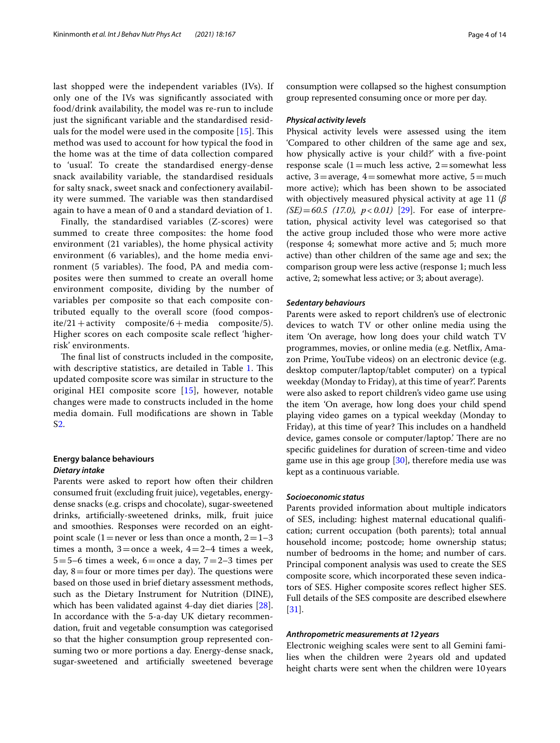last shopped were the independent variables (IVs). If only one of the IVs was significantly associated with food/drink availability, the model was re-run to include just the significant variable and the standardised residuals for the model were used in the composite [15]. This method was used to account for how typical the food in the home was at the time of data collection compared to 'usual'. To create the standardised energy-dense snack availability variable, the standardised residuals for salty snack, sweet snack and confectionery availability were summed. The variable was then standardised again to have a mean of 0 and a standard deviation of 1.

Finally, the standardised variables (Z-scores) were summed to create three composites: the home food environment (21 variables), the home physical activity environment (6 variables), and the home media environment (5 variables). The food, PA and media composites were then summed to create an overall home environment composite, dividing by the number of variables per composite so that each composite contributed equally to the overall score (food composite/21 + activity composite/6 + media composite/5). Higher scores on each composite scale reflect 'higher-risk' environments.

The final list of constructs included in the composite, with descriptive statistics, are detailed in Table 1. This updated composite score was similar in structure to the original HEI composite score [15], however, notable changes were made to constructs included in the home media domain. Full modifications are shown in Table S2.

## Energy balance behaviours

### *Dietary intake*

Parents were asked to report how often their children consumed fruit (excluding fruit juice), vegetables, energy-dense snacks (e.g. crisps and chocolate), sugar-sweetened drinks, artificially-sweetened drinks, milk, fruit juice and smoothies. Responses were recorded on an eight-point scale (1 = never or less than once a month, 2 = 1–3 times a month, 3 = once a week, 4 = 2–4 times a week, 5 = 5–6 times a week, 6 = once a day, 7 = 2–3 times per day, 8 = four or more times per day). The questions were based on those used in brief dietary assessment methods, such as the Dietary Instrument for Nutrition (DINE), which has been validated against 4-day diet diaries [28]. In accordance with the 5-a-day UK dietary recommendation, fruit and vegetable consumption was categorised so that the higher consumption group represented consuming two or more portions a day. Energy-dense snack, sugar-sweetened and artificially sweetened beverage consumption were collapsed so the highest consumption group represented consuming once or more per day.

### *Physical activity levels*

Physical activity levels were assessed using the item 'Compared to other children of the same age and sex, how physically active is your child?' with a five-point response scale (1 = much less active, 2 = somewhat less active, 3 = average, 4 = somewhat more active, 5 = much more active); which has been shown to be associated with objectively measured physical activity at age 11 (*β (SE) = 60.5 (17.0), p < 0.01*) [29]. For ease of interpretation, physical activity level was categorised so that the active group included those who were more active (response 4; somewhat more active and 5; much more active) than other children of the same age and sex; the comparison group were less active (response 1; much less active, 2; somewhat less active; or 3; about average).

### *Sedentary behaviours*

Parents were asked to report children's use of electronic devices to watch TV or other online media using the item 'On average, how long does your child watch TV programmes, movies, or online media (e.g. Netflix, Amazon Prime, YouTube videos) on an electronic device (e.g. desktop computer/laptop/tablet computer) on a typical weekday (Monday to Friday), at this time of year?'. Parents were also asked to report children's video game use using the item 'On average, how long does your child spend playing video games on a typical weekday (Monday to Friday), at this time of year? This includes on a handheld device, games console or computer/laptop.' There are no specific guidelines for duration of screen-time and video game use in this age group [30], therefore media use was kept as a continuous variable.

### *Socioeconomic status*

Parents provided information about multiple indicators of SES, including: highest maternal educational qualification; current occupation (both parents); total annual household income; postcode; home ownership status; number of bedrooms in the home; and number of cars. Principal component analysis was used to create the SES composite score, which incorporated these seven indicators of SES. Higher composite scores reflect higher SES. Full details of the SES composite are described elsewhere [31].

### *Anthropometric measurements at 12 years*

Electronic weighing scales were sent to all Gemini families when the children were 2 years old and updated height charts were sent when the children were 10 years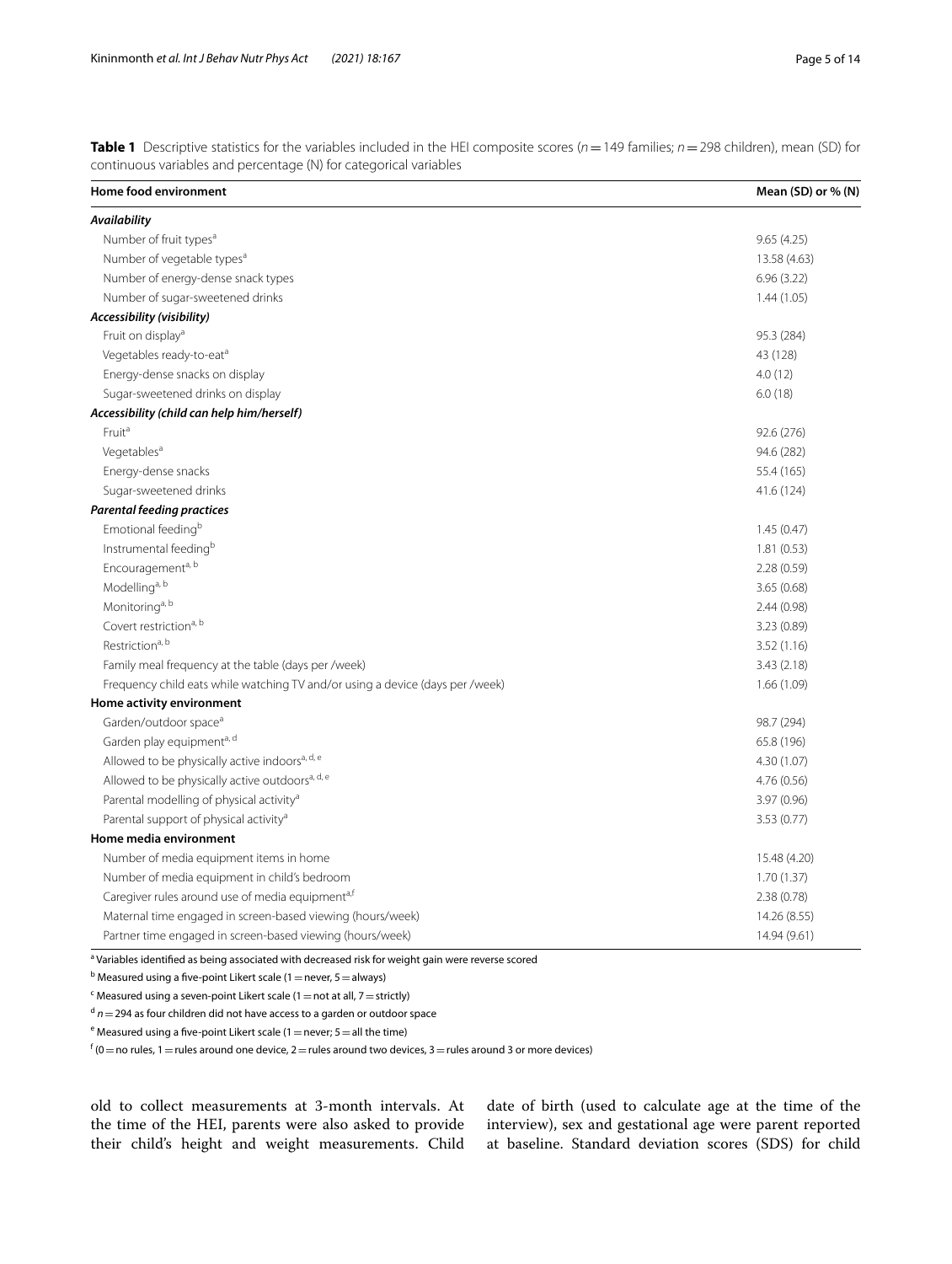**Table 1** Descriptive statistics for the variables included in the HEI composite scores ($n = 149$ families; $n = 298$ children), mean (SD) for continuous variables and percentage (N) for categorical variables

| Home food environment | Mean (SD) or % (N) |
|---|---|
| ***Availability*** | |
| Number of fruit types[a] | 9.65 (4.25) |
| Number of vegetable types[a] | 13.58 (4.63) |
| Number of energy-dense snack types | 6.96 (3.22) |
| Number of sugar-sweetened drinks | 1.44 (1.05) |
| ***Accessibility (visibility)*** | |
| Fruit on display[a] | 95.3 (284) |
| Vegetables ready-to-eat[a] | 43 (128) |
| Energy-dense snacks on display | 4.0 (12) |
| Sugar-sweetened drinks on display | 6.0 (18) |
| ***Accessibility (child can help him/herself)*** | |
| Fruit[a] | 92.6 (276) |
| Vegetables[a] | 94.6 (282) |
| Energy-dense snacks | 55.4 (165) |
| Sugar-sweetened drinks | 41.6 (124) |
| ***Parental feeding practices*** | |
| Emotional feeding[b] | 1.45 (0.47) |
| Instrumental feeding[b] | 1.81 (0.53) |
| Encouragement[a, b] | 2.28 (0.59) |
| Modelling[a, b] | 3.65 (0.68) |
| Monitoring[a, b] | 2.44 (0.98) |
| Covert restriction[a, b] | 3.23 (0.89) |
| Restriction[a, b] | 3.52 (1.16) |
| Family meal frequency at the table (days per /week) | 3.43 (2.18) |
| Frequency child eats while watching TV and/or using a device (days per /week) | 1.66 (1.09) |
| **Home activity environment** | |
| Garden/outdoor space[a] | 98.7 (294) |
| Garden play equipment[a, d] | 65.8 (196) |
| Allowed to be physically active indoors[a, d, e] | 4.30 (1.07) |
| Allowed to be physically active outdoors[a, d, e] | 4.76 (0.56) |
| Parental modelling of physical activity[a] | 3.97 (0.96) |
| Parental support of physical activity[a] | 3.53 (0.77) |
| **Home media environment** | |
| Number of media equipment items in home | 15.48 (4.20) |
| Number of media equipment in child's bedroom | 1.70 (1.37) |
| Caregiver rules around use of media equipment[a,f] | 2.38 (0.78) |
| Maternal time engaged in screen-based viewing (hours/week) | 14.26 (8.55) |
| Partner time engaged in screen-based viewing (hours/week) | 14.94 (9.61) |

[a] Variables identified as being associated with decreased risk for weight gain were reverse scored

[b] Measured using a five-point Likert scale (1 = never, 5 = always)

[c] Measured using a seven-point Likert scale (1 = not at all, 7 = strictly)

[d] $n = 294$ as four children did not have access to a garden or outdoor space

[e] Measured using a five-point Likert scale (1 = never; 5 = all the time)

[f] (0 = no rules, 1 = rules around one device, 2 = rules around two devices, 3 = rules around 3 or more devices)

old to collect measurements at 3-month intervals. At the time of the HEI, parents were also asked to provide their child's height and weight measurements. Child date of birth (used to calculate age at the time of the interview), sex and gestational age were parent reported at baseline. Standard deviation scores (SDS) for child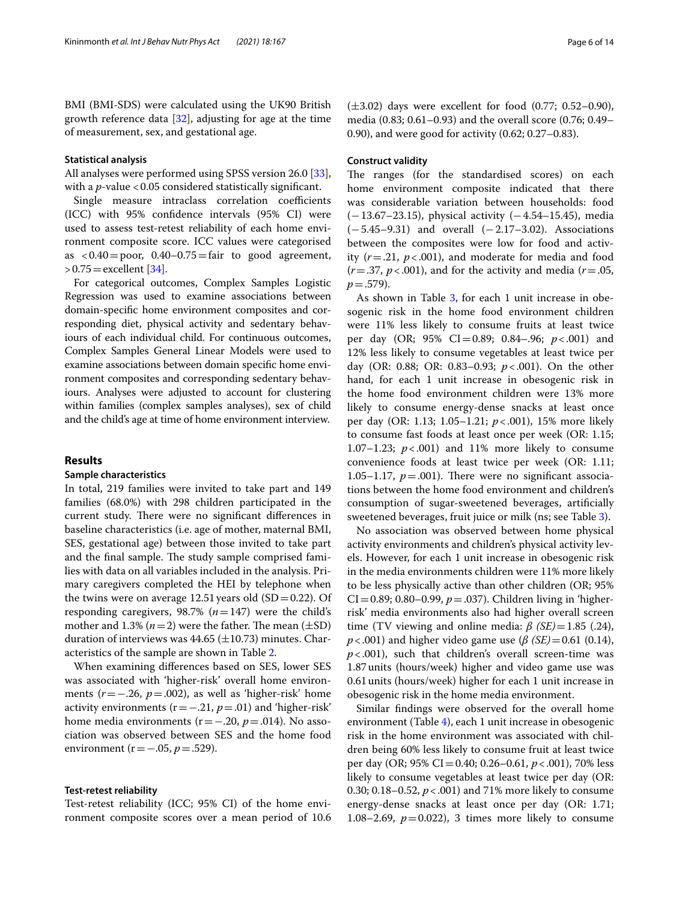BMI (BMI-SDS) were calculated using the UK90 British growth reference data [32], adjusting for age at the time of measurement, sex, and gestational age.

### Statistical analysis

All analyses were performed using SPSS version 26.0 [33], with a *p*-value < 0.05 considered statistically significant.

Single measure intraclass correlation coefficients (ICC) with 95% confidence intervals (95% CI) were used to assess test-retest reliability of each home environment composite score. ICC values were categorised as < 0.40 = poor, 0.40–0.75 = fair to good agreement, > 0.75 = excellent [34].

For categorical outcomes, Complex Samples Logistic Regression was used to examine associations between domain-specific home environment composites and corresponding diet, physical activity and sedentary behaviours of each individual child. For continuous outcomes, Complex Samples General Linear Models were used to examine associations between domain specific home environment composites and corresponding sedentary behaviours. Analyses were adjusted to account for clustering within families (complex samples analyses), sex of child and the child's age at time of home environment interview.

## Results

### Sample characteristics

In total, 219 families were invited to take part and 149 families (68.0%) with 298 children participated in the current study. There were no significant differences in baseline characteristics (i.e. age of mother, maternal BMI, SES, gestational age) between those invited to take part and the final sample. The study sample comprised families with data on all variables included in the analysis. Primary caregivers completed the HEI by telephone when the twins were on average 12.51 years old (SD = 0.22). Of responding caregivers, 98.7% ($n$ = 147) were the child's mother and 1.3% ($n$ = 2) were the father. The mean (±SD) duration of interviews was 44.65 (±10.73) minutes. Characteristics of the sample are shown in Table 2.

When examining differences based on SES, lower SES was associated with 'higher-risk' overall home environments ($r$ = −.26, $p$ = .002), as well as 'higher-risk' home activity environments (r = −.21, $p$ = .01) and 'higher-risk' home media environments (r = −.20, $p$ = .014). No association was observed between SES and the home food environment (r = −.05, $p$ = .529).

### Test-retest reliability

Test-retest reliability (ICC; 95% CI) of the home environment composite scores over a mean period of 10.6 (±3.02) days were excellent for food (0.77; 0.52–0.90), media (0.83; 0.61–0.93) and the overall score (0.76; 0.49–0.90), and were good for activity (0.62; 0.27–0.83).

### Construct validity

The ranges (for the standardised scores) on each home environment composite indicated that there was considerable variation between households: food (−13.67–23.15), physical activity (−4.54–15.45), media (−5.45–9.31) and overall (−2.17–3.02). Associations between the composites were low for food and activity ($r$ = .21, $p$ < .001), and moderate for media and food ($r$ = .37, $p$ < .001), and for the activity and media ($r$ = .05, $p$ = .579).

As shown in Table 3, for each 1 unit increase in obesogenic risk in the home food environment children were 11% less likely to consume fruits at least twice per day (OR; 95% CI = 0.89; 0.84–.96; $p$ < .001) and 12% less likely to consume vegetables at least twice per day (OR: 0.88; OR: 0.83–0.93; $p$ < .001). On the other hand, for each 1 unit increase in obesogenic risk in the home food environment children were 13% more likely to consume energy-dense snacks at least once per day (OR: 1.13; 1.05–1.21; $p$ < .001), 15% more likely to consume fast foods at least once per week (OR: 1.15; 1.07–1.23; $p$ < .001) and 11% more likely to consume convenience foods at least twice per week (OR: 1.11; 1.05–1.17, $p$ = .001). There were no significant associations between the home food environment and children's consumption of sugar-sweetened beverages, artificially sweetened beverages, fruit juice or milk (ns; see Table 3).

No association was observed between home physical activity environments and children's physical activity levels. However, for each 1 unit increase in obesogenic risk in the media environments children were 11% more likely to be less physically active than other children (OR; 95% CI = 0.89; 0.80–0.99, $p$ = .037). Children living in 'higher-risk' media environments also had higher overall screen time (TV viewing and online media: $\beta$ *(SE)* = 1.85 (.24), $p$ < .001) and higher video game use ($\beta$ *(SE)* = 0.61 (0.14), $p$ < .001), such that children's overall screen-time was 1.87 units (hours/week) higher and video game use was 0.61 units (hours/week) higher for each 1 unit increase in obesogenic risk in the home media environment.

Similar findings were observed for the overall home environment (Table 4), each 1 unit increase in obesogenic risk in the home environment was associated with children being 60% less likely to consume fruit at least twice per day (OR; 95% CI = 0.40; 0.26–0.61, $p$ < .001), 70% less likely to consume vegetables at least twice per day (OR: 0.30; 0.18–0.52, $p$ < .001) and 71% more likely to consume energy-dense snacks at least once per day (OR: 1.71; 1.08–2.69, $p$ = 0.022), 3 times more likely to consume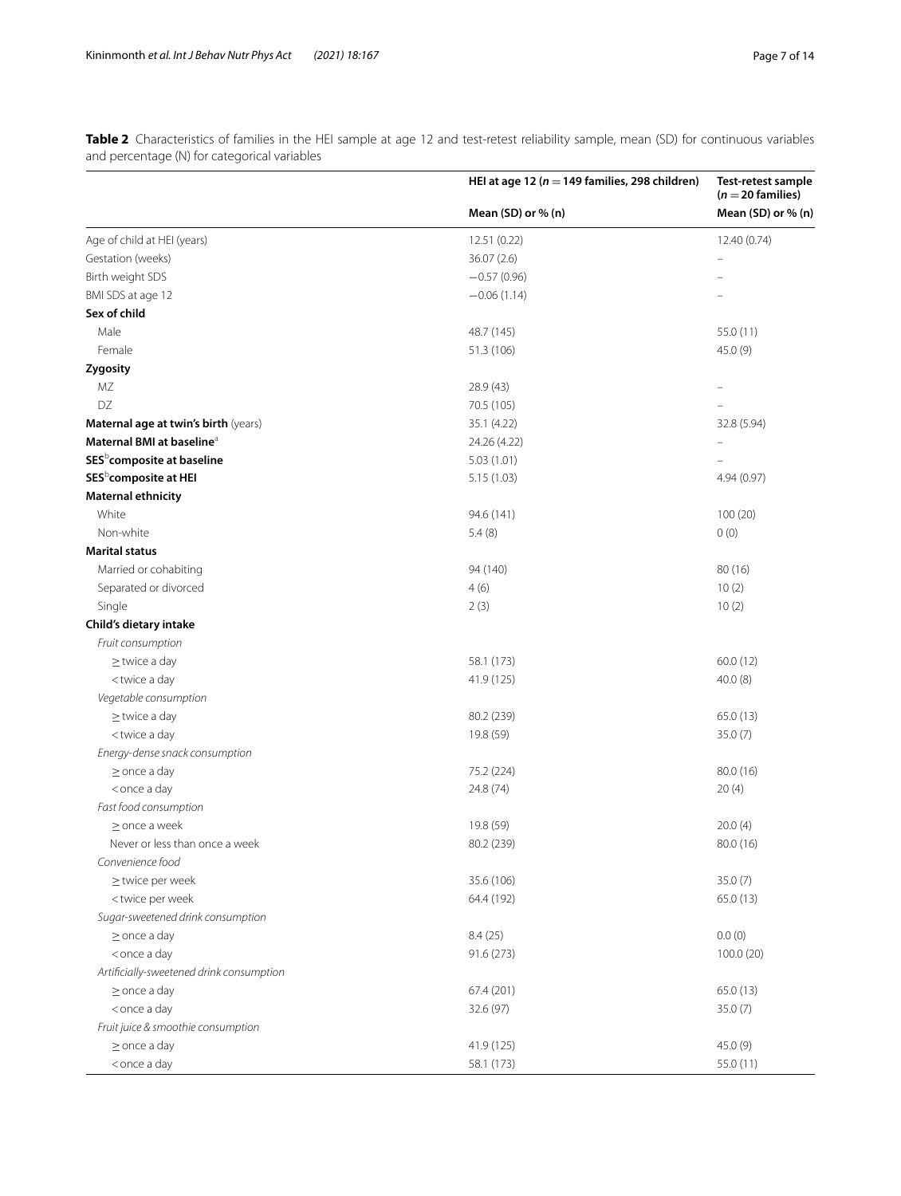**Table 2** Characteristics of families in the HEI sample at age 12 and test-retest reliability sample, mean (SD) for continuous variables and percentage (N) for categorical variables

| | HEI at age 12 ($n = 149$ families, 298 children) | Test-retest sample ($n = 20$ families) |
|---|---|---|
| | Mean (SD) or % (n) | Mean (SD) or % (n) |
| Age of child at HEI (years) | 12.51 (0.22) | 12.40 (0.74) |
| Gestation (weeks) | 36.07 (2.6) | – |
| Birth weight SDS | −0.57 (0.96) | – |
| BMI SDS at age 12 | −0.06 (1.14) | – |
| **Sex of child** | | |
| Male | 48.7 (145) | 55.0 (11) |
| Female | 51.3 (106) | 45.0 (9) |
| **Zygosity** | | |
| MZ | 28.9 (43) | – |
| DZ | 70.5 (105) | – |
| **Maternal age at twin's birth** (years) | 35.1 (4.22) | 32.8 (5.94) |
| **Maternal BMI at baseline**[a] | 24.26 (4.22) | – |
| **SES[b]composite at baseline** | 5.03 (1.01) | – |
| **SES[b]composite at HEI** | 5.15 (1.03) | 4.94 (0.97) |
| **Maternal ethnicity** | | |
| White | 94.6 (141) | 100 (20) |
| Non-white | 5.4 (8) | 0 (0) |
| **Marital status** | | |
| Married or cohabiting | 94 (140) | 80 (16) |
| Separated or divorced | 4 (6) | 10 (2) |
| Single | 2 (3) | 10 (2) |
| **Child's dietary intake** | | |
| *Fruit consumption* | | |
| ≥ twice a day | 58.1 (173) | 60.0 (12) |
| < twice a day | 41.9 (125) | 40.0 (8) |
| *Vegetable consumption* | | |
| ≥ twice a day | 80.2 (239) | 65.0 (13) |
| < twice a day | 19.8 (59) | 35.0 (7) |
| *Energy-dense snack consumption* | | |
| ≥ once a day | 75.2 (224) | 80.0 (16) |
| < once a day | 24.8 (74) | 20 (4) |
| *Fast food consumption* | | |
| ≥ once a week | 19.8 (59) | 20.0 (4) |
| Never or less than once a week | 80.2 (239) | 80.0 (16) |
| *Convenience food* | | |
| ≥ twice per week | 35.6 (106) | 35.0 (7) |
| < twice per week | 64.4 (192) | 65.0 (13) |
| *Sugar-sweetened drink consumption* | | |
| ≥ once a day | 8.4 (25) | 0.0 (0) |
| < once a day | 91.6 (273) | 100.0 (20) |
| *Artificially-sweetened drink consumption* | | |
| ≥ once a day | 67.4 (201) | 65.0 (13) |
| < once a day | 32.6 (97) | 35.0 (7) |
| *Fruit juice & smoothie consumption* | | |
| ≥ once a day | 41.9 (125) | 45.0 (9) |
| < once a day | 58.1 (173) | 55.0 (11) |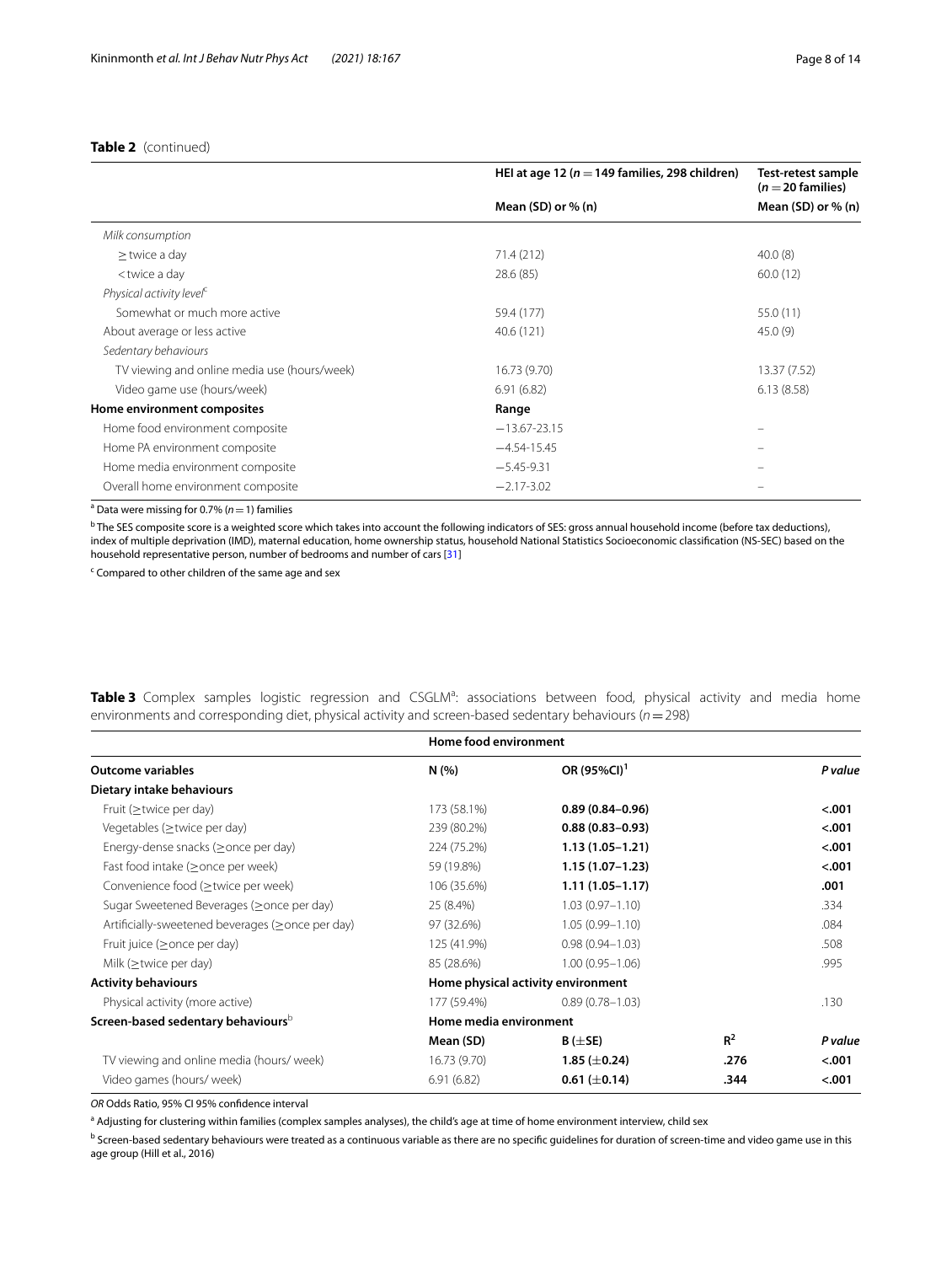**Table 2** (continued)

| | HEI at age 12 ($n = 149$ families, 298 children) | Test-retest sample ($n = 20$ families) |
|---|---|---|
| | Mean (SD) or % (n) | Mean (SD) or % (n) |
| *Milk consumption* | | |
| ≥ twice a day | 71.4 (212) | 40.0 (8) |
| < twice a day | 28.6 (85) | 60.0 (12) |
| *Physical activity level*[c] | | |
| Somewhat or much more active | 59.4 (177) | 55.0 (11) |
| About average or less active | 40.6 (121) | 45.0 (9) |
| *Sedentary behaviours* | | |
| TV viewing and online media use (hours/week) | 16.73 (9.70) | 13.37 (7.52) |
| Video game use (hours/week) | 6.91 (6.82) | 6.13 (8.58) |
| **Home environment composites** | **Range** | |
| Home food environment composite | −13.67-23.15 | – |
| Home PA environment composite | −4.54-15.45 | – |
| Home media environment composite | −5.45-9.31 | – |
| Overall home environment composite | −2.17-3.02 | – |

[a] Data were missing for 0.7% ($n = 1$) families

[b] The SES composite score is a weighted score which takes into account the following indicators of SES: gross annual household income (before tax deductions), index of multiple deprivation (IMD), maternal education, home ownership status, household National Statistics Socioeconomic classification (NS-SEC) based on the household representative person, number of bedrooms and number of cars [31]

[c] Compared to other children of the same age and sex

**Table 3** Complex samples logistic regression and CSGLM[a]: associations between food, physical activity and media home environments and corresponding diet, physical activity and screen-based sedentary behaviours ($n = 298$)

| | Home food environment | | | |
|---|---|---|---|---|
| **Outcome variables** | **N (%)** | **OR (95%CI)**[1] | | ***P value*** |
| **Dietary intake behaviours** | | | | |
| Fruit (≥twice per day) | 173 (58.1%) | **0.89 (0.84–0.96)** | | **<.001** |
| Vegetables (≥twice per day) | 239 (80.2%) | **0.88 (0.83–0.93)** | | **<.001** |
| Energy-dense snacks (≥once per day) | 224 (75.2%) | **1.13 (1.05–1.21)** | | **<.001** |
| Fast food intake (≥once per week) | 59 (19.8%) | **1.15 (1.07–1.23)** | | **<.001** |
| Convenience food (≥twice per week) | 106 (35.6%) | **1.11 (1.05–1.17)** | | **.001** |
| Sugar Sweetened Beverages (≥once per day) | 25 (8.4%) | 1.03 (0.97–1.10) | | .334 |
| Artificially-sweetened beverages (≥once per day) | 97 (32.6%) | 1.05 (0.99–1.10) | | .084 |
| Fruit juice (≥once per day) | 125 (41.9%) | 0.98 (0.94–1.03) | | .508 |
| Milk (≥twice per day) | 85 (28.6%) | 1.00 (0.95–1.06) | | .995 |
| **Activity behaviours** | **Home physical activity environment** | | | |
| Physical activity (more active) | 177 (59.4%) | 0.89 (0.78–1.03) | | .130 |
| **Screen-based sedentary behaviours**[b] | **Home media environment** | | | |
| | **Mean (SD)** | **B (±SE)** | **$R^2$** | ***P value*** |
| TV viewing and online media (hours/ week) | 16.73 (9.70) | **1.85 (±0.24)** | **.276** | **<.001** |
| Video games (hours/ week) | 6.91 (6.82) | **0.61 (±0.14)** | **.344** | **<.001** |

*OR* Odds Ratio, 95% CI 95% confidence interval

[a] Adjusting for clustering within families (complex samples analyses), the child's age at time of home environment interview, child sex

[b] Screen-based sedentary behaviours were treated as a continuous variable as there are no specific guidelines for duration of screen-time and video game use in this age group (Hill et al., 2016)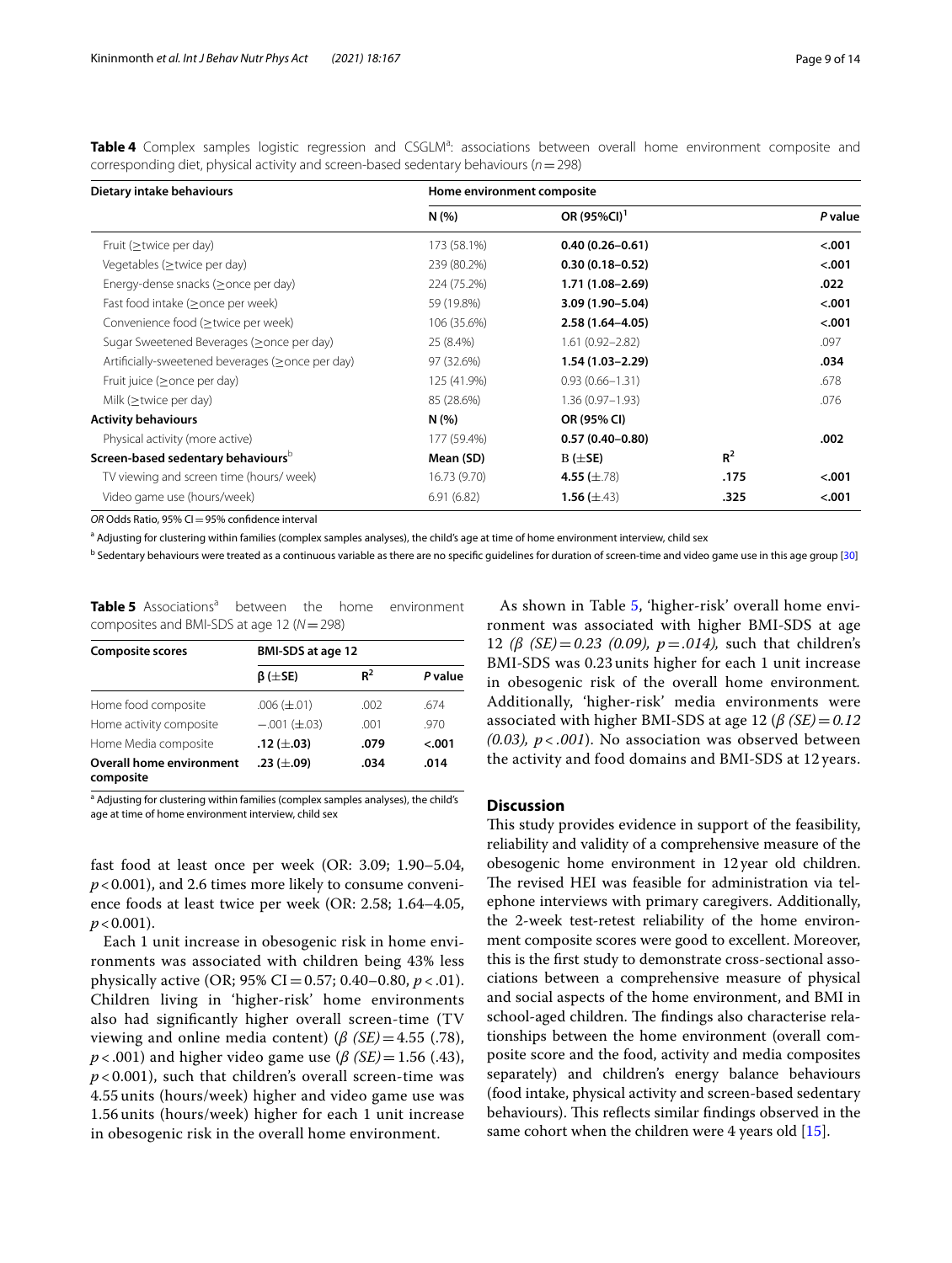**Table 4** Complex samples logistic regression and CSGLM[a]: associations between overall home environment composite and corresponding diet, physical activity and screen-based sedentary behaviours ($n = 298$)

| Dietary intake behaviours | Home environment composite | | | |
|---|---|---|---|---|
| | N (%) | OR (95%CI)[1] | | *P* value |
| Fruit (≥twice per day) | 173 (58.1%) | **0.40 (0.26–0.61)** | | **<.001** |
| Vegetables (≥twice per day) | 239 (80.2%) | **0.30 (0.18–0.52)** | | **<.001** |
| Energy-dense snacks (≥once per day) | 224 (75.2%) | **1.71 (1.08–2.69)** | | **.022** |
| Fast food intake (≥once per week) | 59 (19.8%) | **3.09 (1.90–5.04)** | | **<.001** |
| Convenience food (≥twice per week) | 106 (35.6%) | **2.58 (1.64–4.05)** | | **<.001** |
| Sugar Sweetened Beverages (≥once per day) | 25 (8.4%) | 1.61 (0.92–2.82) | | .097 |
| Artificially-sweetened beverages (≥once per day) | 97 (32.6%) | **1.54 (1.03–2.29)** | | **.034** |
| Fruit juice (≥once per day) | 125 (41.9%) | 0.93 (0.66–1.31) | | .678 |
| Milk (≥twice per day) | 85 (28.6%) | 1.36 (0.97–1.93) | | .076 |
| **Activity behaviours** | **N (%)** | **OR (95% CI)** | | |
| Physical activity (more active) | 177 (59.4%) | **0.57 (0.40–0.80)** | | **.002** |
| **Screen-based sedentary behaviours**[b] | **Mean (SD)** | **B (±SE)** | **$R^2$** | |
| TV viewing and screen time (hours/ week) | 16.73 (9.70) | **4.55** (±.78) | **.175** | **<.001** |
| Video game use (hours/week) | 6.91 (6.82) | **1.56** (±.43) | **.325** | **<.001** |

*OR* Odds Ratio, 95% CI = 95% confidence interval

[a] Adjusting for clustering within families (complex samples analyses), the child's age at time of home environment interview, child sex

[b] Sedentary behaviours were treated as a continuous variable as there are no specific guidelines for duration of screen-time and video game use in this age group [30]

**Table 5** Associations[a] between the home environment composites and BMI-SDS at age 12 ($N = 298$)

| Composite scores | BMI-SDS at age 12 | | |
|---|---|---|---|
| | β (±SE) | $R^2$ | *P* value |
| Home food composite | .006 (±.01) | .002 | .674 |
| Home activity composite | −.001 (±.03) | .001 | .970 |
| Home Media composite | **.12 (±.03)** | **.079** | **<.001** |
| **Overall home environment composite** | **.23 (±.09)** | **.034** | **.014** |

[a] Adjusting for clustering within families (complex samples analyses), the child's age at time of home environment interview, child sex

fast food at least once per week (OR: 3.09; 1.90–5.04, $p < 0.001$), and 2.6 times more likely to consume convenience foods at least twice per week (OR: 2.58; 1.64–4.05, $p < 0.001$).

Each 1 unit increase in obesogenic risk in home environments was associated with children being 43% less physically active (OR; 95% CI = 0.57; 0.40–0.80, $p < .01$). Children living in 'higher-risk' home environments also had significantly higher overall screen-time (TV viewing and online media content) ($\beta$ *(SE)* = 4.55 (.78), $p < .001$) and higher video game use ($\beta$ *(SE)* = 1.56 (.43), $p < 0.001$), such that children's overall screen-time was 4.55 units (hours/week) higher and video game use was 1.56 units (hours/week) higher for each 1 unit increase in obesogenic risk in the overall home environment.

As shown in Table 5, 'higher-risk' overall home environment was associated with higher BMI-SDS at age 12 *($\beta$ (SE) = 0.23 (0.09), $p = .014$),* such that children's BMI-SDS was 0.23 units higher for each 1 unit increase in obesogenic risk of the overall home environment. Additionally, 'higher-risk' media environments were associated with higher BMI-SDS at age 12 (*$\beta$ (SE) = 0.12 (0.03), $p < .001$*). No association was observed between the activity and food domains and BMI-SDS at 12 years.

## Discussion

This study provides evidence in support of the feasibility, reliability and validity of a comprehensive measure of the obesogenic home environment in 12 year old children. The revised HEI was feasible for administration via telephone interviews with primary caregivers. Additionally, the 2-week test-retest reliability of the home environment composite scores were good to excellent. Moreover, this is the first study to demonstrate cross-sectional associations between a comprehensive measure of physical and social aspects of the home environment, and BMI in school-aged children. The findings also characterise relationships between the home environment (overall composite score and the food, activity and media composites separately) and children's energy balance behaviours (food intake, physical activity and screen-based sedentary behaviours). This reflects similar findings observed in the same cohort when the children were 4 years old [15].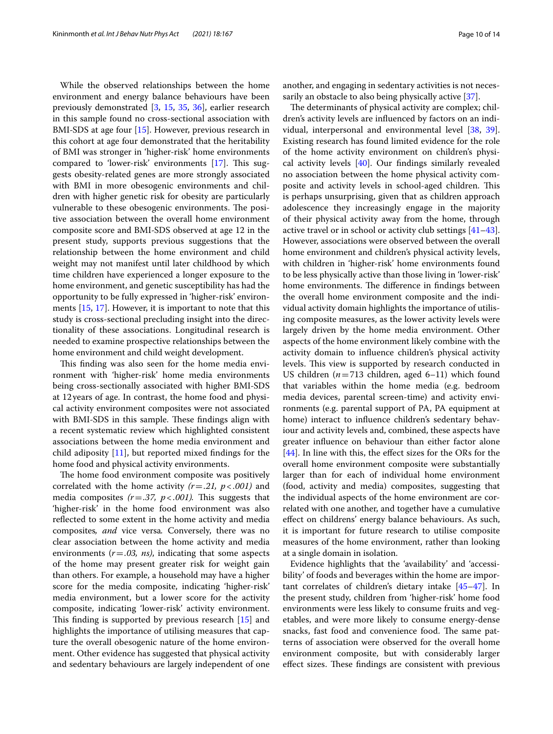While the observed relationships between the home environment and energy balance behaviours have been previously demonstrated [3, 15, 35, 36], earlier research in this sample found no cross-sectional association with BMI-SDS at age four [15]. However, previous research in this cohort at age four demonstrated that the heritability of BMI was stronger in 'higher-risk' home environments compared to 'lower-risk' environments [17]. This suggests obesity-related genes are more strongly associated with BMI in more obesogenic environments and children with higher genetic risk for obesity are particularly vulnerable to these obesogenic environments. The positive association between the overall home environment composite score and BMI-SDS observed at age 12 in the present study, supports previous suggestions that the relationship between the home environment and child weight may not manifest until later childhood by which time children have experienced a longer exposure to the home environment, and genetic susceptibility has had the opportunity to be fully expressed in 'higher-risk' environments [15, 17]. However, it is important to note that this study is cross-sectional precluding insight into the directionality of these associations. Longitudinal research is needed to examine prospective relationships between the home environment and child weight development.

This finding was also seen for the home media environment with 'higher-risk' home media environments being cross-sectionally associated with higher BMI-SDS at 12 years of age. In contrast, the home food and physical activity environment composites were not associated with BMI-SDS in this sample. These findings align with a recent systematic review which highlighted consistent associations between the home media environment and child adiposity [11], but reported mixed findings for the home food and physical activity environments.

The home food environment composite was positively correlated with the home activity *($r = .21$, $p < .001$)* and media composites *($r = .37$, $p < .001$)*. This suggests that 'higher-risk' in the home food environment was also reflected to some extent in the home activity and media composites*, and* vice versa*.* Conversely, there was no clear association between the home activity and media environments ($r = .03$, *ns*), indicating that some aspects of the home may present greater risk for weight gain than others. For example, a household may have a higher score for the media composite, indicating 'higher-risk' media environment, but a lower score for the activity composite, indicating 'lower-risk' activity environment. This finding is supported by previous research [15] and highlights the importance of utilising measures that capture the overall obesogenic nature of the home environment. Other evidence has suggested that physical activity and sedentary behaviours are largely independent of one another, and engaging in sedentary activities is not necessarily an obstacle to also being physically active [37].

The determinants of physical activity are complex; children's activity levels are influenced by factors on an individual, interpersonal and environmental level [38, 39]. Existing research has found limited evidence for the role of the home activity environment on children's physical activity levels [40]. Our findings similarly revealed no association between the home physical activity composite and activity levels in school-aged children. This is perhaps unsurprising, given that as children approach adolescence they increasingly engage in the majority of their physical activity away from the home, through active travel or in school or activity club settings [41–43]. However, associations were observed between the overall home environment and children's physical activity levels, with children in 'higher-risk' home environments found to be less physically active than those living in 'lower-risk' home environments. The difference in findings between the overall home environment composite and the individual activity domain highlights the importance of utilising composite measures, as the lower activity levels were largely driven by the home media environment. Other aspects of the home environment likely combine with the activity domain to influence children's physical activity levels. This view is supported by research conducted in US children ($n = 713$ children, aged 6–11) which found that variables within the home media (e.g. bedroom media devices, parental screen-time) and activity environments (e.g. parental support of PA, PA equipment at home) interact to influence children's sedentary behaviour and activity levels and, combined, these aspects have greater influence on behaviour than either factor alone [44]. In line with this, the effect sizes for the ORs for the overall home environment composite were substantially larger than for each of individual home environment (food, activity and media) composites, suggesting that the individual aspects of the home environment are correlated with one another, and together have a cumulative effect on childrens' energy balance behaviours. As such, it is important for future research to utilise composite measures of the home environment, rather than looking at a single domain in isolation.

Evidence highlights that the 'availability' and 'accessibility' of foods and beverages within the home are important correlates of children's dietary intake [45–47]. In the present study, children from 'higher-risk' home food environments were less likely to consume fruits and vegetables, and were more likely to consume energy-dense snacks, fast food and convenience food. The same patterns of association were observed for the overall home environment composite, but with considerably larger effect sizes. These findings are consistent with previous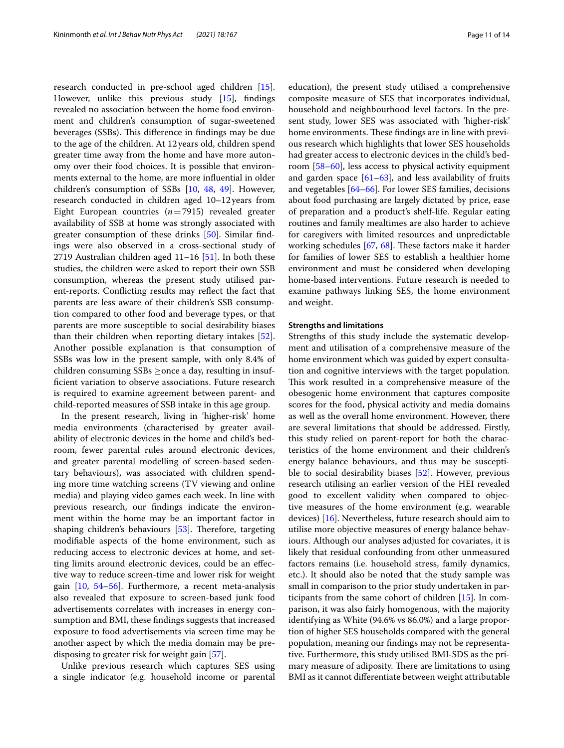research conducted in pre-school aged children [15]. However, unlike this previous study [15], findings revealed no association between the home food environment and children's consumption of sugar-sweetened beverages (SSBs). This difference in findings may be due to the age of the children. At 12 years old, children spend greater time away from the home and have more autonomy over their food choices. It is possible that environments external to the home, are more influential in older children's consumption of SSBs [10, 48, 49]. However, research conducted in children aged 10–12 years from Eight European countries ($n = 7915$) revealed greater availability of SSB at home was strongly associated with greater consumption of these drinks [50]. Similar findings were also observed in a cross-sectional study of 2719 Australian children aged 11–16 [51]. In both these studies, the children were asked to report their own SSB consumption, whereas the present study utilised parent-reports. Conflicting results may reflect the fact that parents are less aware of their children's SSB consumption compared to other food and beverage types, or that parents are more susceptible to social desirability biases than their children when reporting dietary intakes [52]. Another possible explanation is that consumption of SSBs was low in the present sample, with only 8.4% of children consuming SSBs $\geq$once a day, resulting in insufficient variation to observe associations. Future research is required to examine agreement between parent- and child-reported measures of SSB intake in this age group.

In the present research, living in 'higher-risk' home media environments (characterised by greater availability of electronic devices in the home and child's bedroom, fewer parental rules around electronic devices, and greater parental modelling of screen-based sedentary behaviours), was associated with children spending more time watching screens (TV viewing and online media) and playing video games each week. In line with previous research, our findings indicate the environment within the home may be an important factor in shaping children's behaviours [53]. Therefore, targeting modifiable aspects of the home environment, such as reducing access to electronic devices at home, and setting limits around electronic devices, could be an effective way to reduce screen-time and lower risk for weight gain [10, 54–56]. Furthermore, a recent meta-analysis also revealed that exposure to screen-based junk food advertisements correlates with increases in energy consumption and BMI, these findings suggests that increased exposure to food advertisements via screen time may be another aspect by which the media domain may be predisposing to greater risk for weight gain [57].

Unlike previous research which captures SES using a single indicator (e.g. household income or parental education), the present study utilised a comprehensive composite measure of SES that incorporates individual, household and neighbourhood level factors. In the present study, lower SES was associated with 'higher-risk' home environments. These findings are in line with previous research which highlights that lower SES households had greater access to electronic devices in the child's bedroom [58–60], less access to physical activity equipment and garden space [61–63], and less availability of fruits and vegetables [64–66]. For lower SES families, decisions about food purchasing are largely dictated by price, ease of preparation and a product's shelf-life. Regular eating routines and family mealtimes are also harder to achieve for caregivers with limited resources and unpredictable working schedules [67, 68]. These factors make it harder for families of lower SES to establish a healthier home environment and must be considered when developing home-based interventions. Future research is needed to examine pathways linking SES, the home environment and weight.

#### Strengths and limitations

Strengths of this study include the systematic development and utilisation of a comprehensive measure of the home environment which was guided by expert consultation and cognitive interviews with the target population. This work resulted in a comprehensive measure of the obesogenic home environment that captures composite scores for the food, physical activity and media domains as well as the overall home environment. However, there are several limitations that should be addressed. Firstly, this study relied on parent-report for both the characteristics of the home environment and their children's energy balance behaviours, and thus may be susceptible to social desirability biases [52]. However, previous research utilising an earlier version of the HEI revealed good to excellent validity when compared to objective measures of the home environment (e.g. wearable devices) [16]. Nevertheless, future research should aim to utilise more objective measures of energy balance behaviours. Although our analyses adjusted for covariates, it is likely that residual confounding from other unmeasured factors remains (i.e. household stress, family dynamics, etc.). It should also be noted that the study sample was small in comparison to the prior study undertaken in participants from the same cohort of children [15]. In comparison, it was also fairly homogenous, with the majority identifying as White (94.6% vs 86.0%) and a large proportion of higher SES households compared with the general population, meaning our findings may not be representative. Furthermore, this study utilised BMI-SDS as the primary measure of adiposity. There are limitations to using BMI as it cannot differentiate between weight attributable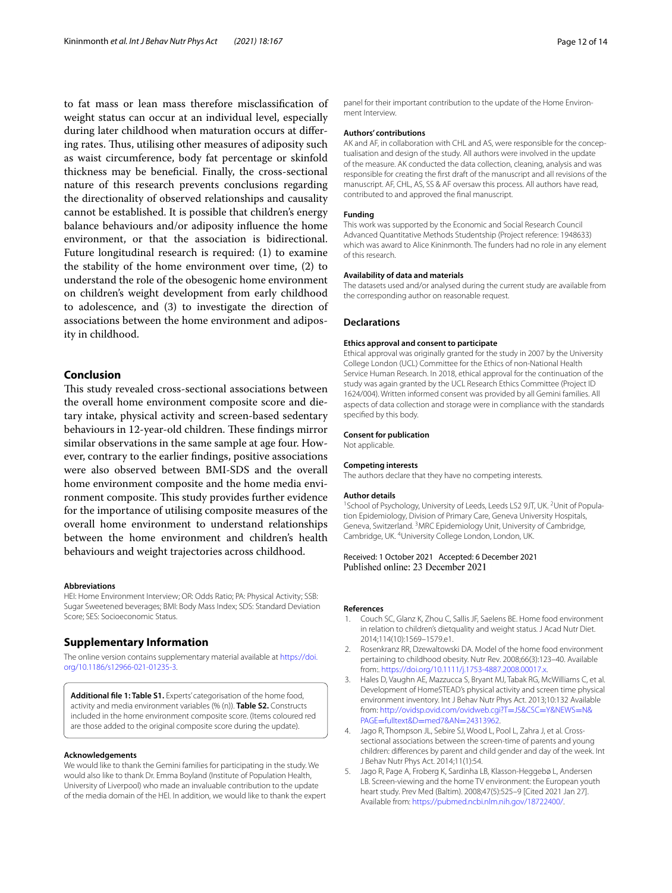to fat mass or lean mass therefore misclassification of weight status can occur at an individual level, especially during later childhood when maturation occurs at differing rates. Thus, utilising other measures of adiposity such as waist circumference, body fat percentage or skinfold thickness may be beneficial. Finally, the cross-sectional nature of this research prevents conclusions regarding the directionality of observed relationships and causality cannot be established. It is possible that children's energy balance behaviours and/or adiposity influence the home environment, or that the association is bidirectional. Future longitudinal research is required: (1) to examine the stability of the home environment over time, (2) to understand the role of the obesogenic home environment on children's weight development from early childhood to adolescence, and (3) to investigate the direction of associations between the home environment and adiposity in childhood.

## Conclusion

This study revealed cross-sectional associations between the overall home environment composite score and dietary intake, physical activity and screen-based sedentary behaviours in 12-year-old children. These findings mirror similar observations in the same sample at age four. However, contrary to the earlier findings, positive associations were also observed between BMI-SDS and the overall home environment composite and the home media environment composite. This study provides further evidence for the importance of utilising composite measures of the overall home environment to understand relationships between the home environment and children's health behaviours and weight trajectories across childhood.

#### Abbreviations

HEI: Home Environment Interview; OR: Odds Ratio; PA: Physical Activity; SSB: Sugar Sweetened beverages; BMI: Body Mass Index; SDS: Standard Deviation Score; SES: Socioeconomic Status.

## Supplementary Information

The online version contains supplementary material available at https://doi.org/10.1186/s12966-021-01235-3.

**Additional file 1: Table S1.** Experts' categorisation of the home food, activity and media environment variables (% (n)). **Table S2.** Constructs included in the home environment composite score. (Items coloured red are those added to the original composite score during the update).

#### Acknowledgements

We would like to thank the Gemini families for participating in the study. We would also like to thank Dr. Emma Boyland (Institute of Population Health, University of Liverpool) who made an invaluable contribution to the update of the media domain of the HEI. In addition, we would like to thank the expert panel for their important contribution to the update of the Home Environment Interview.

#### Authors' contributions

AK and AF, in collaboration with CHL and AS, were responsible for the conceptualisation and design of the study. All authors were involved in the update of the measure. AK conducted the data collection, cleaning, analysis and was responsible for creating the first draft of the manuscript and all revisions of the manuscript. AF, CHL, AS, SS & AF oversaw this process. All authors have read, contributed to and approved the final manuscript.

#### Funding

This work was supported by the Economic and Social Research Council Advanced Quantitative Methods Studentship (Project reference: 1948633) which was award to Alice Kininmonth. The funders had no role in any element of this research.

#### Availability of data and materials

The datasets used and/or analysed during the current study are available from the corresponding author on reasonable request.

## Declarations

#### Ethics approval and consent to participate

Ethical approval was originally granted for the study in 2007 by the University College London (UCL) Committee for the Ethics of non-National Health Service Human Research. In 2018, ethical approval for the continuation of the study was again granted by the UCL Research Ethics Committee (Project ID 1624/004). Written informed consent was provided by all Gemini families. All aspects of data collection and storage were in compliance with the standards specified by this body.

#### Consent for publication

Not applicable.

#### Competing interests

The authors declare that they have no competing interests.

#### Author details

[1]School of Psychology, University of Leeds, Leeds LS2 9JT, UK. [2]Unit of Population Epidemiology, Division of Primary Care, Geneva University Hospitals, Geneva, Switzerland. [3]MRC Epidemiology Unit, University of Cambridge, Cambridge, UK. [4]University College London, London, UK.

Received: 1 October 2021 Accepted: 6 December 2021
Published online: 23 December 2021

#### References

1. Couch SC, Glanz K, Zhou C, Sallis JF, Saelens BE. Home food environment in relation to children's dietquality and weight status. J Acad Nutr Diet. 2014;114(10):1569–1579.e1.
2. Rosenkranz RR, Dzewaltowski DA. Model of the home food environment pertaining to childhood obesity. Nutr Rev. 2008;66(3):123–40. Available from:. https://doi.org/10.1111/j.1753-4887.2008.00017.x.
3. Hales D, Vaughn AE, Mazzucca S, Bryant MJ, Tabak RG, McWilliams C, et al. Development of HomeSTEAD's physical activity and screen time physical environment inventory. Int J Behav Nutr Phys Act. 2013;10:132 Available from: http://ovidsp.ovid.com/ovidweb.cgi?T=JS&CSC=Y&NEWS=N&PAGE=fulltext&D=med7&AN=24313962.
4. Jago R, Thompson JL, Sebire SJ, Wood L, Pool L, Zahra J, et al. Cross-sectional associations between the screen-time of parents and young children: differences by parent and child gender and day of the week. Int J Behav Nutr Phys Act. 2014;11(1):54.
5. Jago R, Page A, Froberg K, Sardinha LB, Klasson-Heggebø L, Andersen LB. Screen-viewing and the home TV environment: the European youth heart study. Prev Med (Baltim). 2008;47(5):525–9 [Cited 2021 Jan 27]. Available from: https://pubmed.ncbi.nlm.nih.gov/18722400/.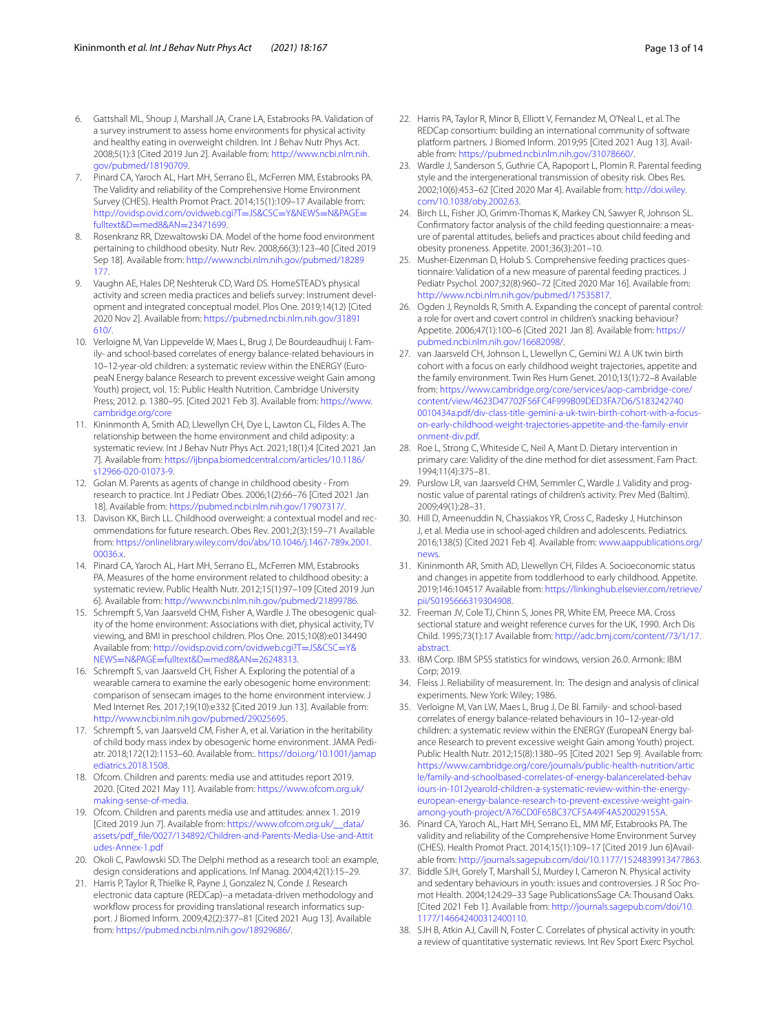6. Gattshall ML, Shoup J, Marshall JA, Crane LA, Estabrooks PA. Validation of a survey instrument to assess home environments for physical activity and healthy eating in overweight children. Int J Behav Nutr Phys Act. 2008;5(1):3 [Cited 2019 Jun 2]. Available from: http://www.ncbi.nlm.nih.gov/pubmed/18190709.
7. Pinard CA, Yaroch AL, Hart MH, Serrano EL, McFerren MM, Estabrooks PA. The Validity and reliability of the Comprehensive Home Environment Survey (CHES). Health Promot Pract. 2014;15(1):109–17 Available from: http://ovidsp.ovid.com/ovidweb.cgi?T=JS&CSC=Y&NEWS=N&PAGE=fulltext&D=med8&AN=23471699.
8. Rosenkranz RR, Dzewaltowski DA. Model of the home food environment pertaining to childhood obesity. Nutr Rev. 2008;66(3):123–40 [Cited 2019 Sep 18]. Available from: http://www.ncbi.nlm.nih.gov/pubmed/18289177.
9. Vaughn AE, Hales DP, Neshteruk CD, Ward DS. HomeSTEAD's physical activity and screen media practices and beliefs survey: Instrument development and integrated conceptual model. Plos One. 2019;14(12) [Cited 2020 Nov 2]. Available from: https://pubmed.ncbi.nlm.nih.gov/31891610/.
10. Verloigne M, Van Lippevelde W, Maes L, Brug J, De Bourdeaudhuij I. Family- and school-based correlates of energy balance-related behaviours in 10–12-year-old children: a systematic review within the ENERGY (EuropeaN Energy balance Research to prevent excessive weight Gain among Youth) project, vol. 15: Public Health Nutrition. Cambridge University Press; 2012. p. 1380–95. [Cited 2021 Feb 3]. Available from: https://www.cambridge.org/core
11. Kininmonth A, Smith AD, Llewellyn CH, Dye L, Lawton CL, Fildes A. The relationship between the home environment and child adiposity: a systematic review. Int J Behav Nutr Phys Act. 2021;18(1):4 [Cited 2021 Jan 7]. Available from: https://ijbnpa.biomedcentral.com/articles/10.1186/s12966-020-01073-9.
12. Golan M. Parents as agents of change in childhood obesity - From research to practice. Int J Pediatr Obes. 2006;1(2):66–76 [Cited 2021 Jan 18]. Available from: https://pubmed.ncbi.nlm.nih.gov/17907317/.
13. Davison KK, Birch LL. Childhood overweight: a contextual model and recommendations for future research. Obes Rev. 2001;2(3):159–71 Available from: https://onlinelibrary.wiley.com/doi/abs/10.1046/j.1467-789x.2001.00036.x.
14. Pinard CA, Yaroch AL, Hart MH, Serrano EL, McFerren MM, Estabrooks PA. Measures of the home environment related to childhood obesity: a systematic review. Public Health Nutr. 2012;15(1):97–109 [Cited 2019 Jun 6]. Available from: http://www.ncbi.nlm.nih.gov/pubmed/21899786.
15. Schrempft S, Van Jaarsveld CHM, Fisher A, Wardle J. The obesogenic quality of the home environment: Associations with diet, physical activity, TV viewing, and BMI in preschool children. Plos One. 2015;10(8):e0134490 Available from: http://ovidsp.ovid.com/ovidweb.cgi?T=JS&CSC=Y&NEWS=N&PAGE=fulltext&D=med8&AN=26248313.
16. Schrempft S, van Jaarsveld CH, Fisher A. Exploring the potential of a wearable camera to examine the early obesogenic home environment: comparison of sensecam images to the home environment interview. J Med Internet Res. 2017;19(10):e332 [Cited 2019 Jun 13]. Available from: http://www.ncbi.nlm.nih.gov/pubmed/29025695.
17. Schrempft S, van Jaarsveld CM, Fisher A, et al. Variation in the heritability of child body mass index by obesogenic home environment. JAMA Pediatr. 2018;172(12):1153–60. Available from:. https://doi.org/10.1001/jamapediatrics.2018.1508.
18. Ofcom. Children and parents: media use and attitudes report 2019. 2020. [Cited 2021 May 11]. Available from: https://www.ofcom.org.uk/making-sense-of-media.
19. Ofcom. Children and parents media use and attitudes: annex 1. 2019 [Cited 2019 Jun 7]. Available from: https://www.ofcom.org.uk/__data/assets/pdf_file/0027/134892/Children-and-Parents-Media-Use-and-Attitudes-Annex-1.pdf
20. Okoli C, Pawlowski SD. The Delphi method as a research tool: an example, design considerations and applications. Inf Manag. 2004;42(1):15–29.
21. Harris P, Taylor R, Thielke R, Payne J, Gonzalez N, Conde J. Research electronic data capture (REDCap)--a metadata-driven methodology and workflow process for providing translational research informatics support. J Biomed Inform. 2009;42(2):377–81 [Cited 2021 Aug 13]. Available from: https://pubmed.ncbi.nlm.nih.gov/18929686/.
22. Harris PA, Taylor R, Minor B, Elliott V, Fernandez M, O'Neal L, et al. The REDCap consortium: building an international community of software platform partners. J Biomed Inform. 2019;95 [Cited 2021 Aug 13]. Available from: https://pubmed.ncbi.nlm.nih.gov/31078660/.
23. Wardle J, Sanderson S, Guthrie CA, Rapoport L, Plomin R. Parental feeding style and the intergenerational transmission of obesity risk. Obes Res. 2002;10(6):453–62 [Cited 2020 Mar 4]. Available from: http://doi.wiley.com/10.1038/oby.2002.63.
24. Birch LL, Fisher JO, Grimm-Thomas K, Markey CN, Sawyer R, Johnson SL. Confirmatory factor analysis of the child feeding questionnaire: a measure of parental attitudes, beliefs and practices about child feeding and obesity proneness. Appetite. 2001;36(3):201–10.
25. Musher-Eizenman D, Holub S. Comprehensive feeding practices questionnaire: Validation of a new measure of parental feeding practices. J Pediatr Psychol. 2007;32(8):960–72 [Cited 2020 Mar 16]. Available from: http://www.ncbi.nlm.nih.gov/pubmed/17535817.
26. Ogden J, Reynolds R, Smith A. Expanding the concept of parental control: a role for overt and covert control in children's snacking behaviour? Appetite. 2006;47(1):100–6 [Cited 2021 Jan 8]. Available from: https://pubmed.ncbi.nlm.nih.gov/16682098/.
27. van Jaarsveld CH, Johnson L, Llewellyn C, Gemini WJ. A UK twin birth cohort with a focus on early childhood weight trajectories, appetite and the family environment. Twin Res Hum Genet. 2010;13(1):72–8 Available from: https://www.cambridge.org/core/services/aop-cambridge-core/content/view/4623D47702F56FC4F999B09DED3FA7D6/S1832427400010434a.pdf/div-class-title-gemini-a-uk-twin-birth-cohort-with-a-focus-on-early-childhood-weight-trajectories-appetite-and-the-family-environment-div.pdf.
28. Roe L, Strong C, Whiteside C, Neil A, Mant D. Dietary intervention in primary care: Validity of the dine method for diet assessment. Fam Pract. 1994;11(4):375–81.
29. Purslow LR, van Jaarsveld CHM, Semmler C, Wardle J. Validity and prognostic value of parental ratings of children's activity. Prev Med (Baltim). 2009;49(1):28–31.
30. Hill D, Ameenuddin N, Chassiakos YR, Cross C, Radesky J, Hutchinson J, et al. Media use in school-aged children and adolescents. Pediatrics. 2016;138(5) [Cited 2021 Feb 4]. Available from: www.aappublications.org/news.
31. Kininmonth AR, Smith AD, Llewellyn CH, Fildes A. Socioeconomic status and changes in appetite from toddlerhood to early childhood. Appetite. 2019;146:104517 Available from: https://linkinghub.elsevier.com/retrieve/pii/S0195666319304908.
32. Freeman JV, Cole TJ, Chinn S, Jones PR, White EM, Preece MA. Cross sectional stature and weight reference curves for the UK, 1990. Arch Dis Child. 1995;73(1):17 Available from: http://adc.bmj.com/content/73/1/17.abstract.
33. IBM Corp. IBM SPSS statistics for windows, version 26.0. Armonk: IBM Corp; 2019.
34. Fleiss J. Reliability of measurement. In: The design and analysis of clinical experiments. New York: Wiley; 1986.
35. Verloigne M, Van LW, Maes L, Brug J, De BI. Family- and school-based correlates of energy balance-related behaviours in 10–12-year-old children: a systematic review within the ENERGY (EuropeaN Energy balance Research to prevent excessive weight Gain among Youth) project. Public Health Nutr. 2012;15(8):1380–95 [Cited 2021 Sep 9]. Available from: https://www.cambridge.org/core/journals/public-health-nutrition/article/family-and-schoolbased-correlates-of-energy-balancerelated-behaviours-in-1012yearold-children-a-systematic-review-within-the-energy-european-energy-balance-research-to-prevent-excessive-weight-gain-among-youth-project/A76CD0F65BC37CF5A49F4A520029155A.
36. Pinard CA, Yaroch AL, Hart MH, Serrano EL, MM MF, Estabrooks PA. The validity and reliability of the Comprehensive Home Environment Survey (CHES). Health Promot Pract. 2014;15(1):109–17 [Cited 2019 Jun 6]Available from: http://journals.sagepub.com/doi/10.1177/1524839913477863.
37. Biddle SJH, Gorely T, Marshall SJ, Murdey I, Cameron N. Physical activity and sedentary behaviours in youth: issues and controversies. J R Soc Promot Health. 2004;124:29–33 Sage PublicationsSage CA: Thousand Oaks. [Cited 2021 Feb 1]. Available from: http://journals.sagepub.com/doi/10.1177/146642400312400110.
38. SJH B, Atkin AJ, Cavill N, Foster C. Correlates of physical activity in youth: a review of quantitative systematic reviews. Int Rev Sport Exerc Psychol.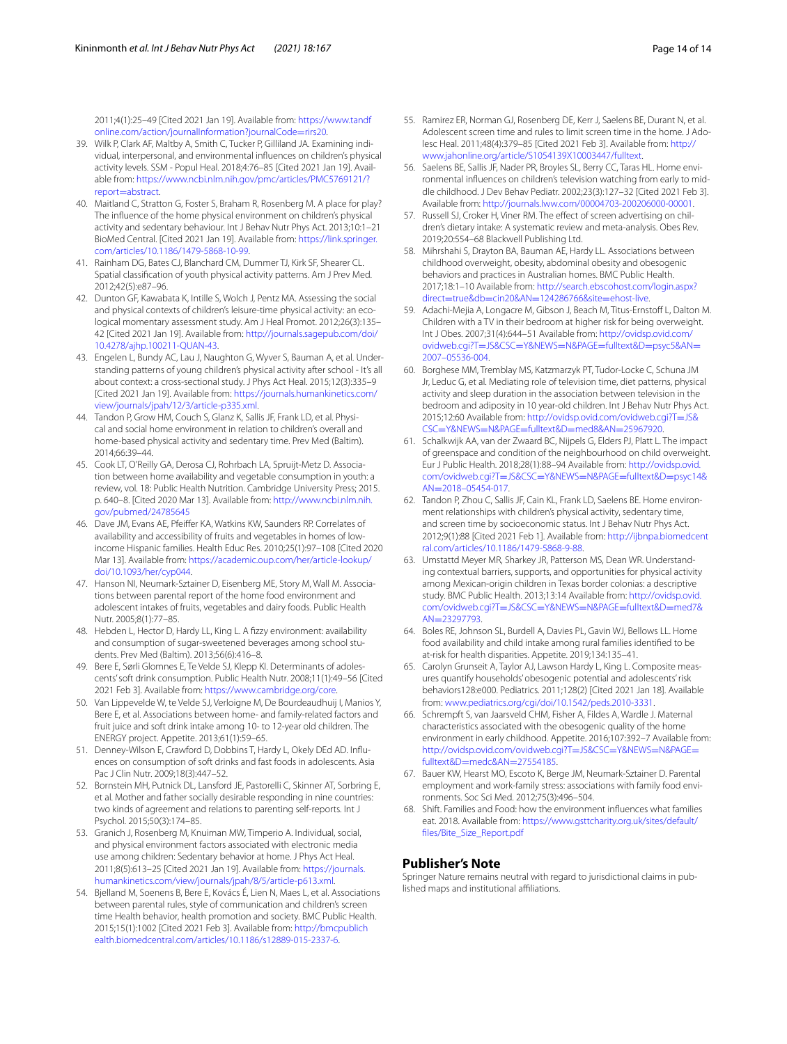2011;4(1):25–49 [Cited 2021 Jan 19]. Available from: https://www.tandfonline.com/action/journalInformation?journalCode=rirs20.

39. Wilk P, Clark AF, Maltby A, Smith C, Tucker P, Gilliland JA. Examining individual, interpersonal, and environmental influences on children's physical activity levels. SSM - Popul Heal. 2018;4:76–85 [Cited 2021 Jan 19]. Available from: https://www.ncbi.nlm.nih.gov/pmc/articles/PMC5769121/?report=abstract.
40. Maitland C, Stratton G, Foster S, Braham R, Rosenberg M. A place for play? The influence of the home physical environment on children's physical activity and sedentary behaviour. Int J Behav Nutr Phys Act. 2013;10:1–21 BioMed Central. [Cited 2021 Jan 19]. Available from: https://link.springer.com/articles/10.1186/1479-5868-10-99.
41. Rainham DG, Bates CJ, Blanchard CM, Dummer TJ, Kirk SF, Shearer CL. Spatial classification of youth physical activity patterns. Am J Prev Med. 2012;42(5):e87–96.
42. Dunton GF, Kawabata K, Intille S, Wolch J, Pentz MA. Assessing the social and physical contexts of children's leisure-time physical activity: an ecological momentary assessment study. Am J Heal Promot. 2012;26(3):135–42 [Cited 2021 Jan 19]. Available from: http://journals.sagepub.com/doi/10.4278/ajhp.100211-QUAN-43.
43. Engelen L, Bundy AC, Lau J, Naughton G, Wyver S, Bauman A, et al. Understanding patterns of young children's physical activity after school - It's all about context: a cross-sectional study. J Phys Act Heal. 2015;12(3):335–9 [Cited 2021 Jan 19]. Available from: https://journals.humankinetics.com/view/journals/jpah/12/3/article-p335.xml.
44. Tandon P, Grow HM, Couch S, Glanz K, Sallis JF, Frank LD, et al. Physical and social home environment in relation to children's overall and home-based physical activity and sedentary time. Prev Med (Baltim). 2014;66:39–44.
45. Cook LT, O'Reilly GA, Derosa CJ, Rohrbach LA, Spruijt-Metz D. Association between home availability and vegetable consumption in youth: a review, vol. 18: Public Health Nutrition. Cambridge University Press; 2015. p. 640–8. [Cited 2020 Mar 13]. Available from: http://www.ncbi.nlm.nih.gov/pubmed/24785645
46. Dave JM, Evans AE, Pfeiffer KA, Watkins KW, Saunders RP. Correlates of availability and accessibility of fruits and vegetables in homes of low-income Hispanic families. Health Educ Res. 2010;25(1):97–108 [Cited 2020 Mar 13]. Available from: https://academic.oup.com/her/article-lookup/doi/10.1093/her/cyp044.
47. Hanson NI, Neumark-Sztainer D, Eisenberg ME, Story M, Wall M. Associations between parental report of the home food environment and adolescent intakes of fruits, vegetables and dairy foods. Public Health Nutr. 2005;8(1):77–85.
48. Hebden L, Hector D, Hardy LL, King L. A fizzy environment: availability and consumption of sugar-sweetened beverages among school students. Prev Med (Baltim). 2013;56(6):416–8.
49. Bere E, Sørli Glomnes E, Te Velde SJ, Klepp KI. Determinants of adolescents' soft drink consumption. Public Health Nutr. 2008;11(1):49–56 [Cited 2021 Feb 3]. Available from: https://www.cambridge.org/core.
50. Van Lippevelde W, te Velde SJ, Verloigne M, De Bourdeaudhuij I, Manios Y, Bere E, et al. Associations between home- and family-related factors and fruit juice and soft drink intake among 10- to 12-year old children. The ENERGY project. Appetite. 2013;61(1):59–65.
51. Denney-Wilson E, Crawford D, Dobbins T, Hardy L, Okely DEd AD. Influences on consumption of soft drinks and fast foods in adolescents. Asia Pac J Clin Nutr. 2009;18(3):447–52.
52. Bornstein MH, Putnick DL, Lansford JE, Pastorelli C, Skinner AT, Sorbring E, et al. Mother and father socially desirable responding in nine countries: two kinds of agreement and relations to parenting self-reports. Int J Psychol. 2015;50(3):174–85.
53. Granich J, Rosenberg M, Knuiman MW, Timperio A. Individual, social, and physical environment factors associated with electronic media use among children: Sedentary behavior at home. J Phys Act Heal. 2011;8(5):613–25 [Cited 2021 Jan 19]. Available from: https://journals.humankinetics.com/view/journals/jpah/8/5/article-p613.xml.
54. Bjelland M, Soenens B, Bere E, Kovács É, Lien N, Maes L, et al. Associations between parental rules, style of communication and children's screen time Health behavior, health promotion and society. BMC Public Health. 2015;15(1):1002 [Cited 2021 Feb 3]. Available from: http://bmcpublichealth.biomedcentral.com/articles/10.1186/s12889-015-2337-6.
55. Ramirez ER, Norman GJ, Rosenberg DE, Kerr J, Saelens BE, Durant N, et al. Adolescent screen time and rules to limit screen time in the home. J Adolesc Heal. 2011;48(4):379–85 [Cited 2021 Feb 3]. Available from: http://www.jahonline.org/article/S1054139X10003447/fulltext.
56. Saelens BE, Sallis JF, Nader PR, Broyles SL, Berry CC, Taras HL. Home environmental influences on children's television watching from early to middle childhood. J Dev Behav Pediatr. 2002;23(3):127–32 [Cited 2021 Feb 3]. Available from: http://journals.lww.com/00004703-200206000-00001.
57. Russell SJ, Croker H, Viner RM. The effect of screen advertising on children's dietary intake: A systematic review and meta-analysis. Obes Rev. 2019;20:554–68 Blackwell Publishing Ltd.
58. Mihrshahi S, Drayton BA, Bauman AE, Hardy LL. Associations between childhood overweight, obesity, abdominal obesity and obesogenic behaviors and practices in Australian homes. BMC Public Health. 2017;18:1–10 Available from: http://search.ebscohost.com/login.aspx?direct=true&db=cin20&AN=124286766&site=ehost-live.
59. Adachi-Mejia A, Longacre M, Gibson J, Beach M, Titus-Ernstoff L, Dalton M. Children with a TV in their bedroom at higher risk for being overweight. Int J Obes. 2007;31(4):644–51 Available from: http://ovidsp.ovid.com/ovidweb.cgi?T=JS&CSC=Y&NEWS=N&PAGE=fulltext&D=psyc5&AN=2007-05536-004.
60. Borghese MM, Tremblay MS, Katzmarzyk PT, Tudor-Locke C, Schuna JM Jr, Leduc G, et al. Mediating role of television time, diet patterns, physical activity and sleep duration in the association between television in the bedroom and adiposity in 10 year-old children. Int J Behav Nutr Phys Act. 2015;12:60 Available from: http://ovidsp.ovid.com/ovidweb.cgi?T=JS&CSC=Y&NEWS=N&PAGE=fulltext&D=med8&AN=25967920.
61. Schalkwijk AA, van der Zwaard BC, Nijpels G, Elders PJ, Platt L. The impact of greenspace and condition of the neighbourhood on child overweight. Eur J Public Health. 2018;28(1):88–94 Available from: http://ovidsp.ovid.com/ovidweb.cgi?T=JS&CSC=Y&NEWS=N&PAGE=fulltext&D=psyc14&AN=2018-05454-017.
62. Tandon P, Zhou C, Sallis JF, Cain KL, Frank LD, Saelens BE. Home environment relationships with children's physical activity, sedentary time, and screen time by socioeconomic status. Int J Behav Nutr Phys Act. 2012;9(1):88 [Cited 2021 Feb 1]. Available from: http://ijbnpa.biomedcentral.com/articles/10.1186/1479-5868-9-88.
63. Umstattd Meyer MR, Sharkey JR, Patterson MS, Dean WR. Understanding contextual barriers, supports, and opportunities for physical activity among Mexican-origin children in Texas border colonias: a descriptive study. BMC Public Health. 2013;13:14 Available from: http://ovidsp.ovid.com/ovidweb.cgi?T=JS&CSC=Y&NEWS=N&PAGE=fulltext&D=med7&AN=23297793.
64. Boles RE, Johnson SL, Burdell A, Davies PL, Gavin WJ, Bellows LL. Home food availability and child intake among rural families identified to be at-risk for health disparities. Appetite. 2019;134:135–41.
65. Carolyn Grunseit A, Taylor AJ, Lawson Hardy L, King L. Composite measures quantify households' obesogenic potential and adolescents' risk behaviors128:e000. Pediatrics. 2011;128(2) [Cited 2021 Jan 18]. Available from: www.pediatrics.org/cgi/doi/10.1542/peds.2010-3331.
66. Schrempft S, van Jaarsveld CHM, Fisher A, Fildes A, Wardle J. Maternal characteristics associated with the obesogenic quality of the home environment in early childhood. Appetite. 2016;107:392–7 Available from: http://ovidsp.ovid.com/ovidweb.cgi?T=JS&CSC=Y&NEWS=N&PAGE=fulltext&D=medc&AN=27554185.
67. Bauer KW, Hearst MO, Escoto K, Berge JM, Neumark-Sztainer D. Parental employment and work-family stress: associations with family food environments. Soc Sci Med. 2012;75(3):496–504.
68. Shift. Families and Food: how the environment influences what families eat. 2018. Available from: https://www.gsttcharity.org.uk/sites/default/files/Bite_Size_Report.pdf

## Publisher's Note

Springer Nature remains neutral with regard to jurisdictional claims in published maps and institutional affiliations.